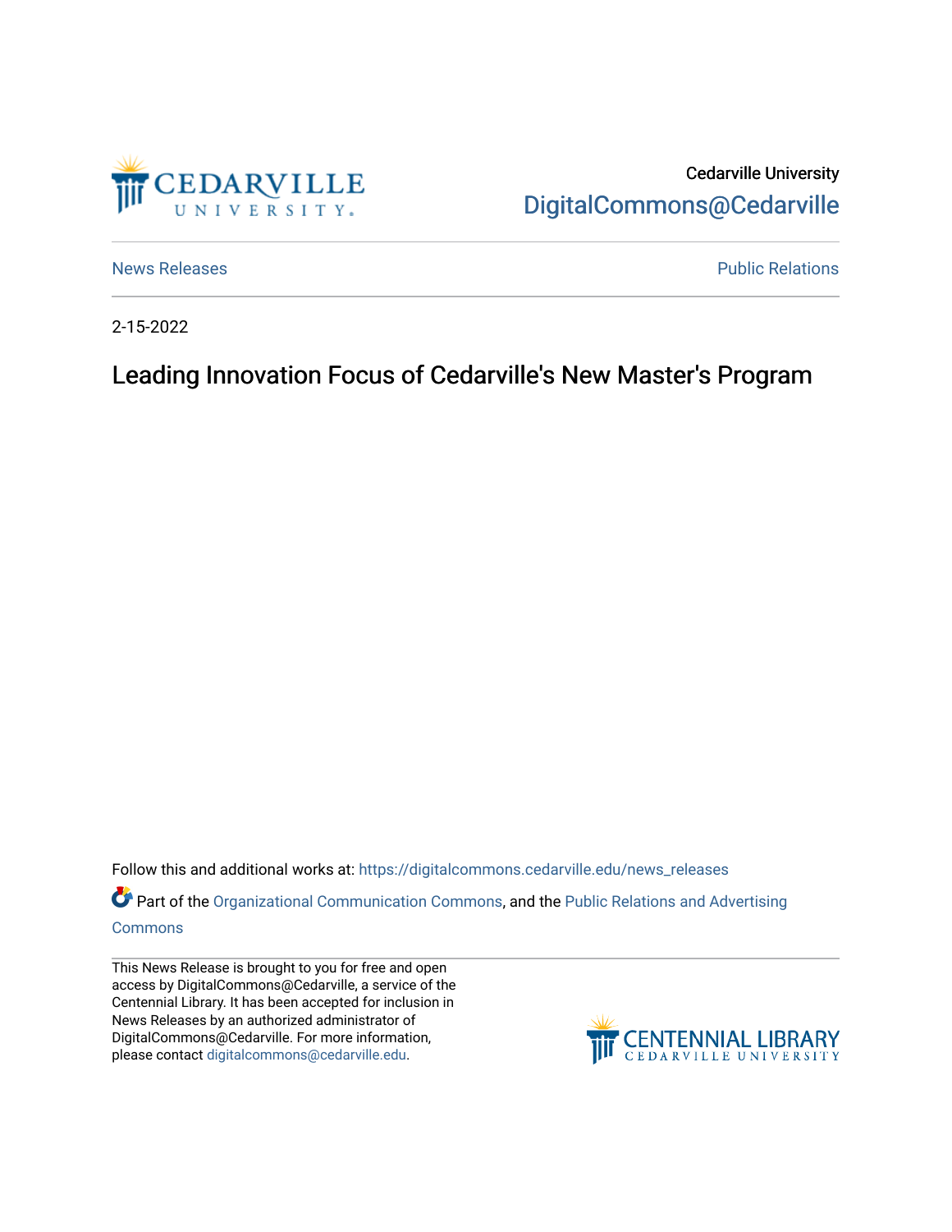Cedarville University

DigitalCommons@Cedarville

News Releases

Public Relations

2-15-2022

# Leading Innovation Focus of Cedarville's New Master's Program

Follow this and additional works at: https://digitalcommons.cedarville.edu/news_releases

Part of the Organizational Communication Commons, and the Public Relations and Advertising Commons

This News Release is brought to you for free and open access by DigitalCommons@Cedarville, a service of the Centennial Library. It has been accepted for inclusion in News Releases by an authorized administrator of DigitalCommons@Cedarville. For more information, please contact digitalcommons@cedarville.edu.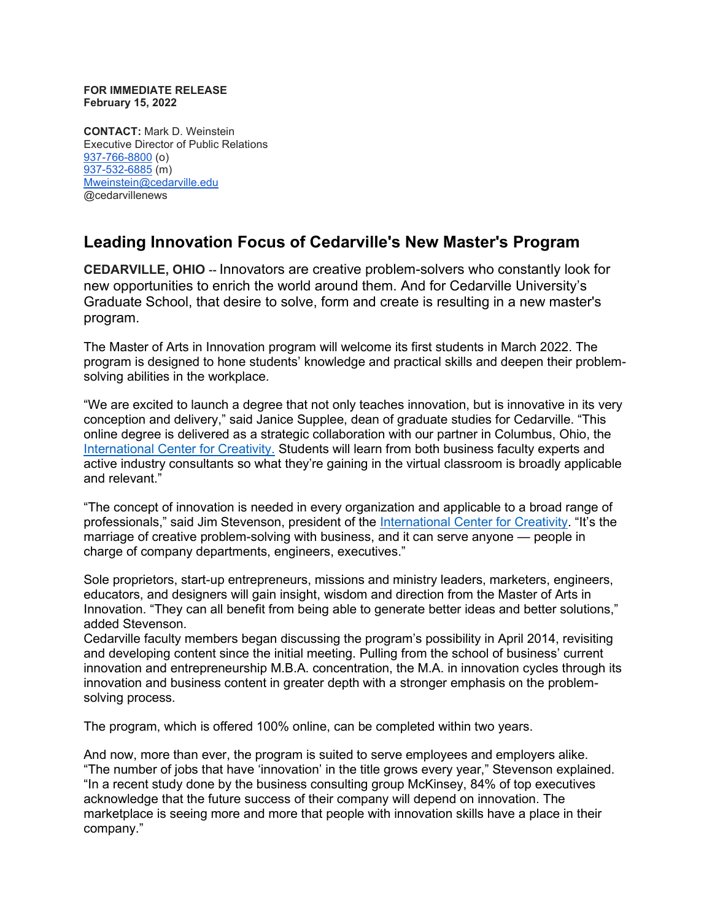**FOR IMMEDIATE RELEASE**
**February 15, 2022**

**CONTACT:** Mark D. Weinstein
Executive Director of Public Relations
937-766-8800 (o)
937-532-6885 (m)
Mweinstein@cedarville.edu
@cedarvillenews

## Leading Innovation Focus of Cedarville's New Master's Program

**CEDARVILLE, OHIO** -- Innovators are creative problem-solvers who constantly look for new opportunities to enrich the world around them. And for Cedarville University's Graduate School, that desire to solve, form and create is resulting in a new master's program.

The Master of Arts in Innovation program will welcome its first students in March 2022. The program is designed to hone students' knowledge and practical skills and deepen their problem-solving abilities in the workplace.

"We are excited to launch a degree that not only teaches innovation, but is innovative in its very conception and delivery," said Janice Supplee, dean of graduate studies for Cedarville. "This online degree is delivered as a strategic collaboration with our partner in Columbus, Ohio, the International Center for Creativity. Students will learn from both business faculty experts and active industry consultants so what they're gaining in the virtual classroom is broadly applicable and relevant."

"The concept of innovation is needed in every organization and applicable to a broad range of professionals," said Jim Stevenson, president of the International Center for Creativity. "It's the marriage of creative problem-solving with business, and it can serve anyone — people in charge of company departments, engineers, executives."

Sole proprietors, start-up entrepreneurs, missions and ministry leaders, marketers, engineers, educators, and designers will gain insight, wisdom and direction from the Master of Arts in Innovation. "They can all benefit from being able to generate better ideas and better solutions," added Stevenson.

Cedarville faculty members began discussing the program's possibility in April 2014, revisiting and developing content since the initial meeting. Pulling from the school of business' current innovation and entrepreneurship M.B.A. concentration, the M.A. in innovation cycles through its innovation and business content in greater depth with a stronger emphasis on the problem-solving process.

The program, which is offered 100% online, can be completed within two years.

And now, more than ever, the program is suited to serve employees and employers alike. "The number of jobs that have 'innovation' in the title grows every year," Stevenson explained. "In a recent study done by the business consulting group McKinsey, 84% of top executives acknowledge that the future success of their company will depend on innovation. The marketplace is seeing more and more that people with innovation skills have a place in their company."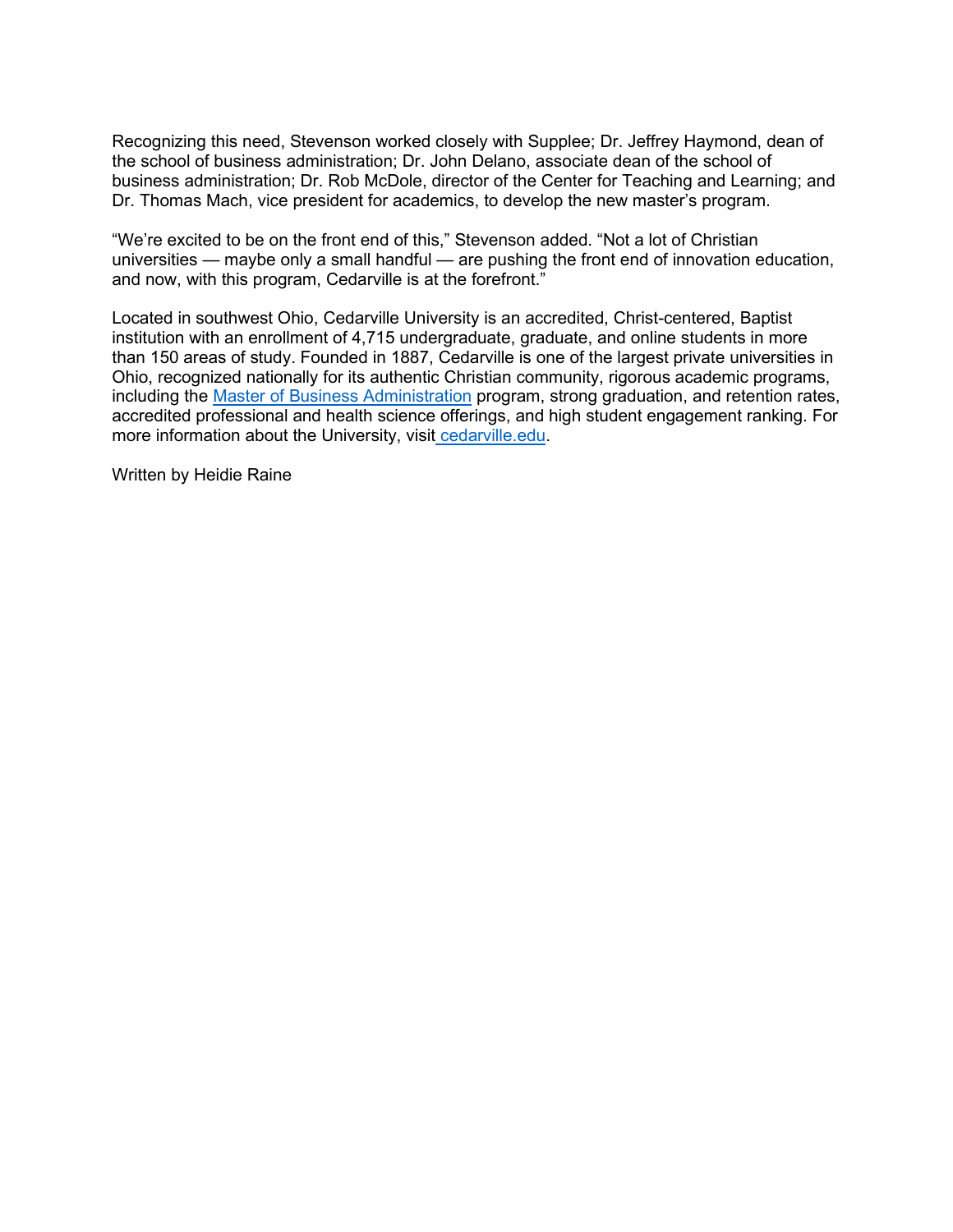Recognizing this need, Stevenson worked closely with Supplee; Dr. Jeffrey Haymond, dean of the school of business administration; Dr. John Delano, associate dean of the school of business administration; Dr. Rob McDole, director of the Center for Teaching and Learning; and Dr. Thomas Mach, vice president for academics, to develop the new master's program.

"We're excited to be on the front end of this," Stevenson added. "Not a lot of Christian universities — maybe only a small handful — are pushing the front end of innovation education, and now, with this program, Cedarville is at the forefront."

Located in southwest Ohio, Cedarville University is an accredited, Christ-centered, Baptist institution with an enrollment of 4,715 undergraduate, graduate, and online students in more than 150 areas of study. Founded in 1887, Cedarville is one of the largest private universities in Ohio, recognized nationally for its authentic Christian community, rigorous academic programs, including the [Master of Business Administration](https://www.cedarville.edu) program, strong graduation, and retention rates, accredited professional and health science offerings, and high student engagement ranking. For more information about the University, visit [cedarville.edu](https://www.cedarville.edu).

Written by Heidie Raine